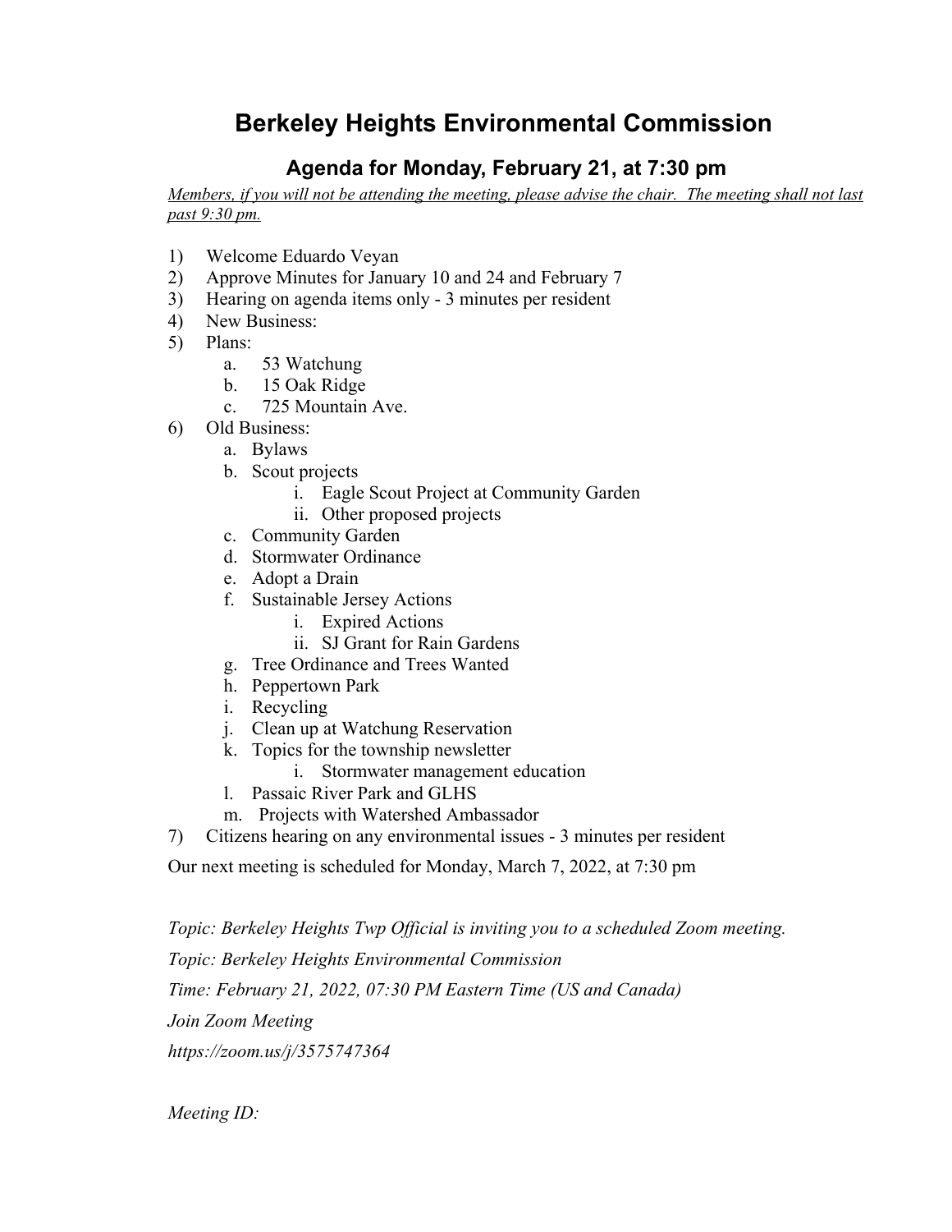# Berkeley Heights Environmental Commission

## Agenda for Monday, February 21, at 7:30 pm

*Members, if you will not be attending the meeting, please advise the chair. The meeting shall not last past 9:30 pm.*

1) Welcome Eduardo Veyan
2) Approve Minutes for January 10 and 24 and February 7
3) Hearing on agenda items only - 3 minutes per resident
4) New Business:
5) Plans:
    a. 53 Watchung
    b. 15 Oak Ridge
    c. 725 Mountain Ave.
6) Old Business:
    a. Bylaws
    b. Scout projects
        i. Eagle Scout Project at Community Garden
        ii. Other proposed projects
    c. Community Garden
    d. Stormwater Ordinance
    e. Adopt a Drain
    f. Sustainable Jersey Actions
        i. Expired Actions
        ii. SJ Grant for Rain Gardens
    g. Tree Ordinance and Trees Wanted
    h. Peppertown Park
    i. Recycling
    j. Clean up at Watchung Reservation
    k. Topics for the township newsletter
        i. Stormwater management education
    l. Passaic River Park and GLHS
    m. Projects with Watershed Ambassador
7) Citizens hearing on any environmental issues - 3 minutes per resident

Our next meeting is scheduled for Monday, March 7, 2022, at 7:30 pm

*Topic: Berkeley Heights Twp Official is inviting you to a scheduled Zoom meeting.*

*Topic: Berkeley Heights Environmental Commission*

*Time: February 21, 2022, 07:30 PM Eastern Time (US and Canada)*

*Join Zoom Meeting*

*https://zoom.us/j/3575747364*

*Meeting ID:*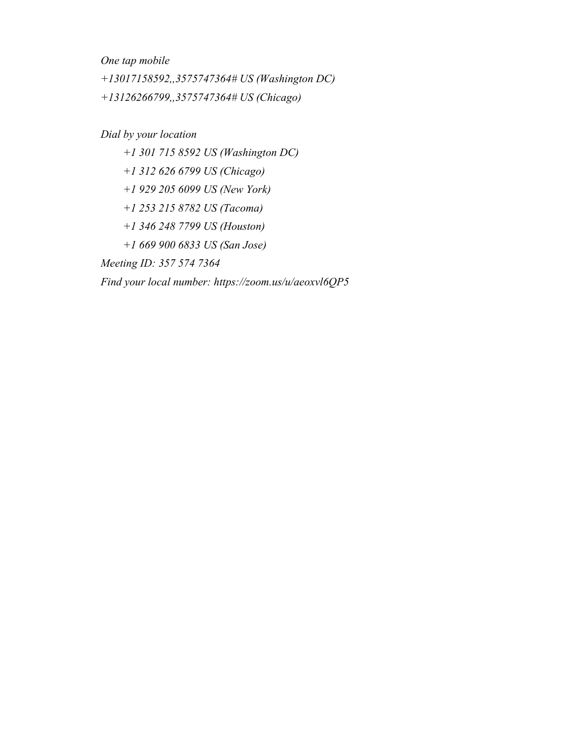*One tap mobile*

*+13017158592,,3575747364# US (Washington DC)*

*+13126266799,,3575747364# US (Chicago)*

*Dial by your location*

*+1 301 715 8592 US (Washington DC)*

*+1 312 626 6799 US (Chicago)*

*+1 929 205 6099 US (New York)*

*+1 253 215 8782 US (Tacoma)*

*+1 346 248 7799 US (Houston)*

*+1 669 900 6833 US (San Jose)*

*Meeting ID: 357 574 7364*

*Find your local number: https://zoom.us/u/aeoxvl6QP5*